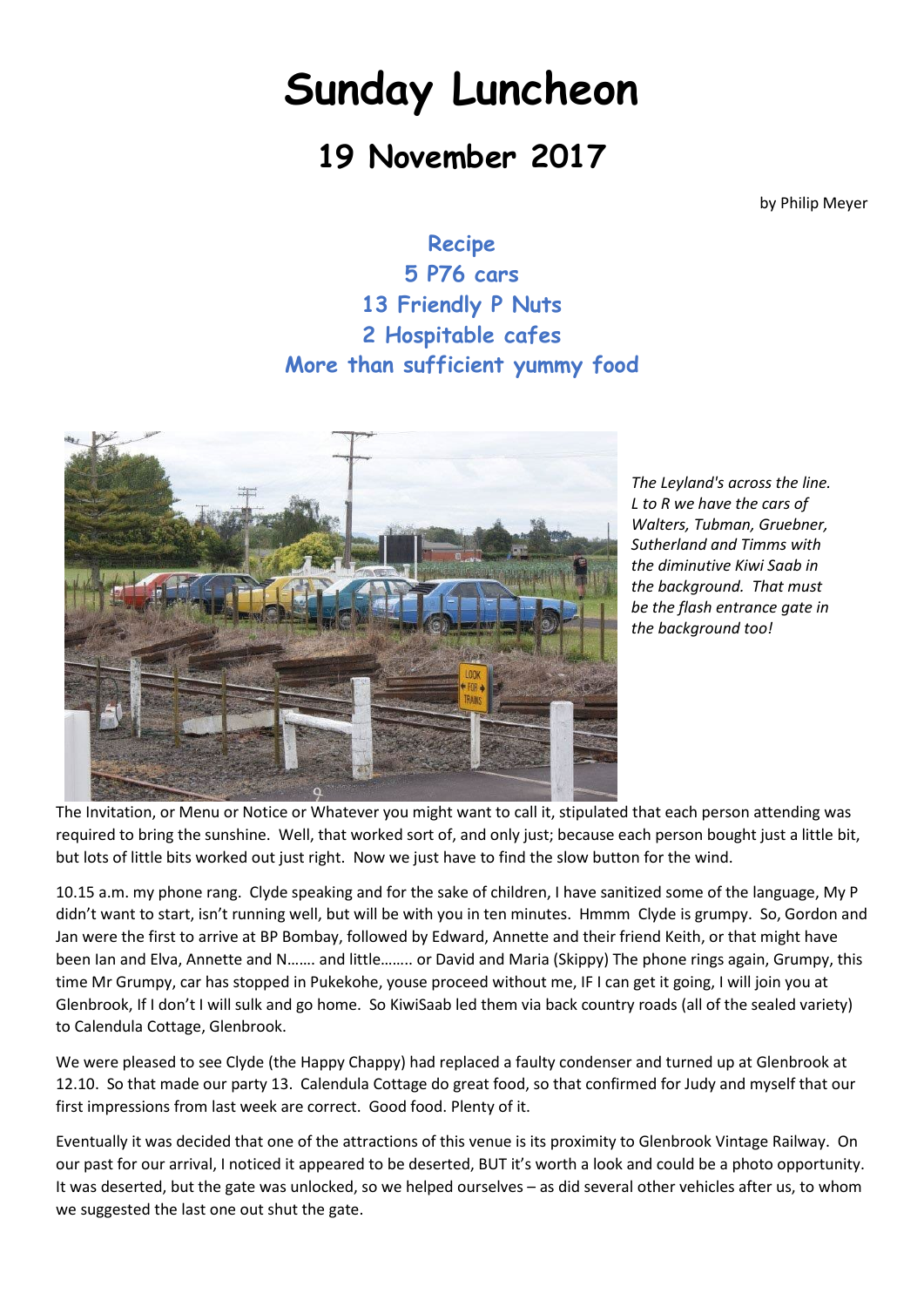# Sunday Luncheon

## 19 November 2017

by Philip Meyer

**Recipe**
**5 P76 cars**
**13 Friendly P Nuts**
**2 Hospitable cafes**
**More than sufficient yummy food**

*The Leyland's across the line. L to R we have the cars of Walters, Tubman, Gruebner, Sutherland and Timms with the diminutive Kiwi Saab in the background. That must be the flash entrance gate in the background too!*

The Invitation, or Menu or Notice or Whatever you might want to call it, stipulated that each person attending was required to bring the sunshine. Well, that worked sort of, and only just; because each person bought just a little bit, but lots of little bits worked out just right. Now we just have to find the slow button for the wind.

10.15 a.m. my phone rang. Clyde speaking and for the sake of children, I have sanitized some of the language, My P didn't want to start, isn't running well, but will be with you in ten minutes. Hmmm Clyde is grumpy. So, Gordon and Jan were the first to arrive at BP Bombay, followed by Edward, Annette and their friend Keith, or that might have been Ian and Elva, Annette and N……. and little…….. or David and Maria (Skippy) The phone rings again, Grumpy, this time Mr Grumpy, car has stopped in Pukekohe, youse proceed without me, IF I can get it going, I will join you at Glenbrook, If I don't I will sulk and go home. So KiwiSaab led them via back country roads (all of the sealed variety) to Calendula Cottage, Glenbrook.

We were pleased to see Clyde (the Happy Chappy) had replaced a faulty condenser and turned up at Glenbrook at 12.10. So that made our party 13. Calendula Cottage do great food, so that confirmed for Judy and myself that our first impressions from last week are correct. Good food. Plenty of it.

Eventually it was decided that one of the attractions of this venue is its proximity to Glenbrook Vintage Railway. On our past for our arrival, I noticed it appeared to be deserted, BUT it's worth a look and could be a photo opportunity. It was deserted, but the gate was unlocked, so we helped ourselves – as did several other vehicles after us, to whom we suggested the last one out shut the gate.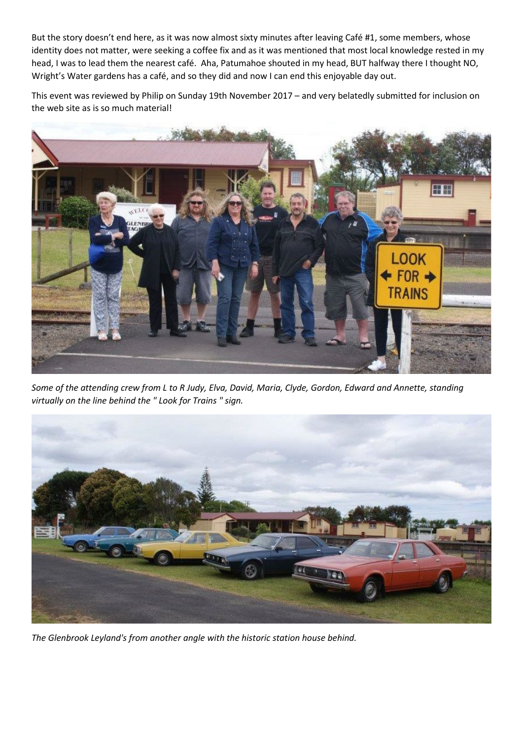But the story doesn't end here, as it was now almost sixty minutes after leaving Café #1, some members, whose identity does not matter, were seeking a coffee fix and as it was mentioned that most local knowledge rested in my head, I was to lead them the nearest café. Aha, Patumahoe shouted in my head, BUT halfway there I thought NO, Wright's Water gardens has a café, and so they did and now I can end this enjoyable day out.

This event was reviewed by Philip on Sunday 19th November 2017 – and very belatedly submitted for inclusion on the web site as is so much material!

*Some of the attending crew from L to R Judy, Elva, David, Maria, Clyde, Gordon, Edward and Annette, standing virtually on the line behind the " Look for Trains " sign.*

*The Glenbrook Leyland's from another angle with the historic station house behind.*